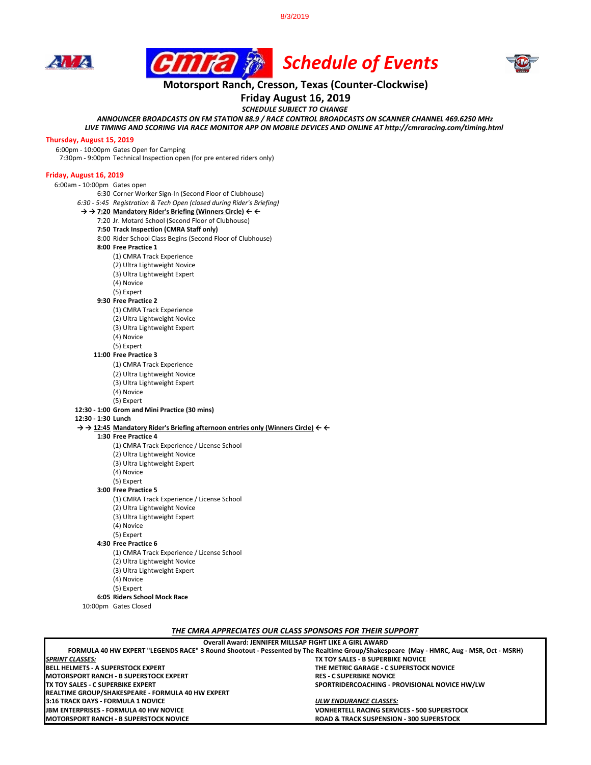8/3/2019

# Schedule of Events

## Motorsport Ranch, Cresson, Texas (Counter-Clockwise)

## Friday August 16, 2019

***SCHEDULE SUBJECT TO CHANGE***

***ANNOUNCER BROADCASTS ON FM STATION 88.9 / RACE CONTROL BROADCASTS ON SCANNER CHANNEL 469.6250 MHz***
***LIVE TIMING AND SCORING VIA RACE MONITOR APP ON MOBILE DEVICES AND ONLINE AT http://cmraracing.com/timing.html***

### Thursday, August 15, 2019

6:00pm - 10:00pm Gates Open for Camping
7:30pm - 9:00pm Technical Inspection open (for pre entered riders only)

### Friday, August 16, 2019

6:00am - 10:00pm Gates open
6:30 Corner Worker Sign-In (Second Floor of Clubhouse)
*6:30 - 5:45 Registration & Tech Open (closed during Rider's Briefing)*
**→ → 7:20 Mandatory Rider's Briefing (Winners Circle) ← ←**
7:20 Jr. Motard School (Second Floor of Clubhouse)
**7:50 Track Inspection (CMRA Staff only)**
8:00 Rider School Class Begins (Second Floor of Clubhouse)

**8:00 Free Practice 1**
- (1) CMRA Track Experience
- (2) Ultra Lightweight Novice
- (3) Ultra Lightweight Expert
- (4) Novice
- (5) Expert

**9:30 Free Practice 2**
- (1) CMRA Track Experience
- (2) Ultra Lightweight Novice
- (3) Ultra Lightweight Expert
- (4) Novice
- (5) Expert

**11:00 Free Practice 3**
- (1) CMRA Track Experience
- (2) Ultra Lightweight Novice
- (3) Ultra Lightweight Expert
- (4) Novice
- (5) Expert

**12:30 - 1:00 Grom and Mini Practice (30 mins)**
**12:30 - 1:30 Lunch**
**→ → 12:45 Mandatory Rider's Briefing afternoon entries only (Winners Circle) ← ←**

**1:30 Free Practice 4**
- (1) CMRA Track Experience / License School
- (2) Ultra Lightweight Novice
- (3) Ultra Lightweight Expert
- (4) Novice
- (5) Expert

**3:00 Free Practice 5**
- (1) CMRA Track Experience / License School
- (2) Ultra Lightweight Novice
- (3) Ultra Lightweight Expert
- (4) Novice
- (5) Expert

**4:30 Free Practice 6**
- (1) CMRA Track Experience / License School
- (2) Ultra Lightweight Novice
- (3) Ultra Lightweight Expert
- (4) Novice
- (5) Expert

**6:05 Riders School Mock Race**
10:00pm Gates Closed

***THE CMRA APPRECIATES OUR CLASS SPONSORS FOR THEIR SUPPORT***

**Overall Award: JENNIFER MILLSAP FIGHT LIKE A GIRL AWARD**

**FORMULA 40 HW EXPERT "LEGENDS RACE" 3 Round Shootout - Pessented by The Realtime Group/Shakespeare (May - HMRC, Aug - MSR, Oct - MSRH)**

| | |
|---|---|
| ***SPRINT CLASSES:*** | **TX TOY SALES - B SUPERBIKE NOVICE** |
| **BELL HELMETS - A SUPERSTOCK EXPERT** | **THE METRIC GARAGE - C SUPERSTOCK NOVICE** |
| **MOTORSPORT RANCH - B SUPERSTOCK EXPERT** | **RES - C SUPERBIKE NOVICE** |
| **TX TOY SALES - C SUPERBIKE EXPERT** | **SPORTRIDERCOACHING - PROVISIONAL NOVICE HW/LW** |
| **REALTIME GROUP/SHAKESPEARE - FORMULA 40 HW EXPERT** | |
| **3:16 TRACK DAYS - FORMULA 1 NOVICE** | ***ULW ENDURANCE CLASSES:*** |
| **JBM ENTERPRISES - FORMULA 40 HW NOVICE** | **VONHERTELL RACING SERVICES - 500 SUPERSTOCK** |
| **MOTORSPORT RANCH - B SUPERSTOCK NOVICE** | **ROAD & TRACK SUSPENSION - 300 SUPERSTOCK** |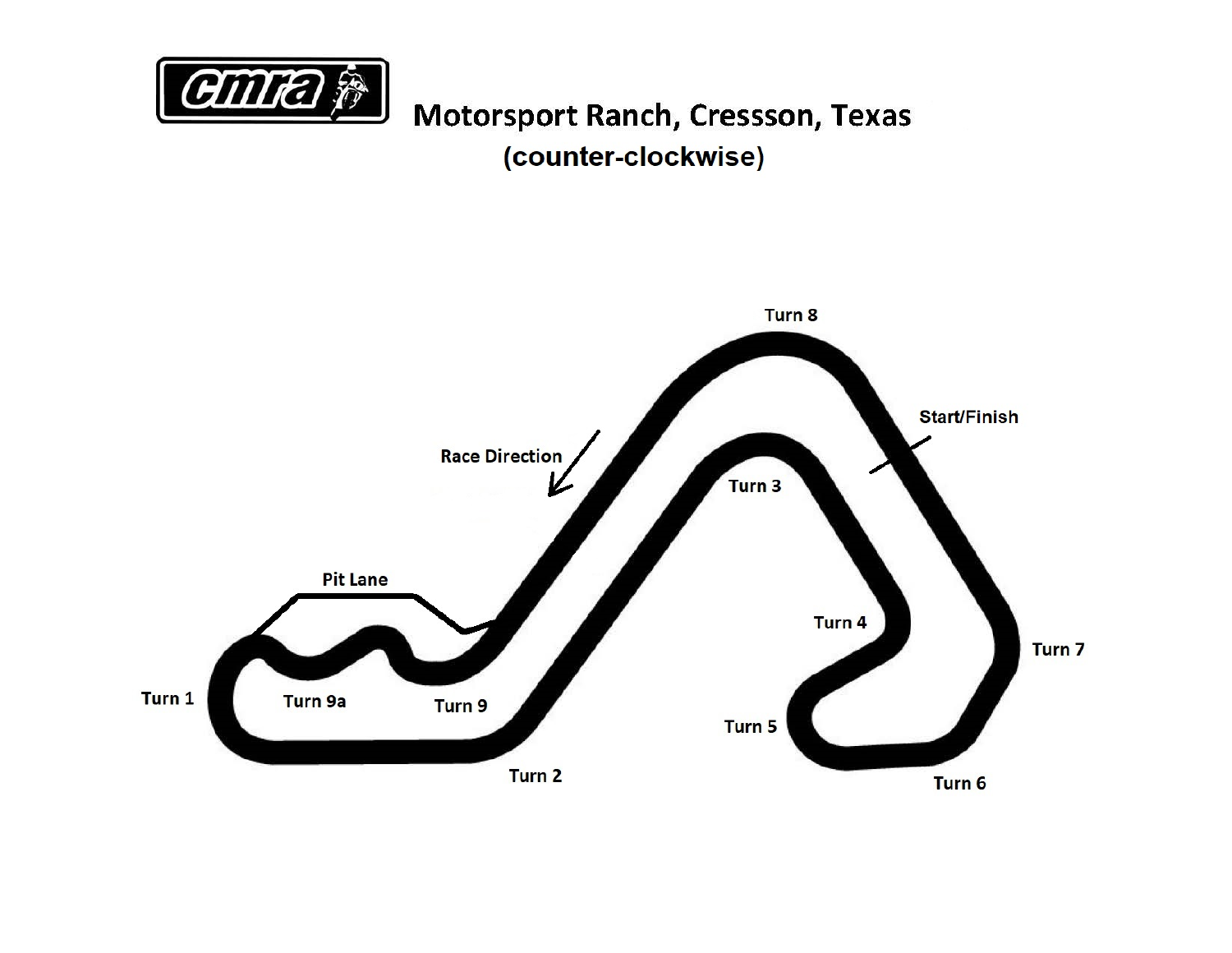cmra

# Motorsport Ranch, Cressson, Texas

(counter-clockwise)

Turn 8

Start/Finish

Race Direction

Turn 3

Pit Lane

Turn 4

Turn 7

Turn 1

Turn 9a

Turn 9

Turn 5

Turn 2

Turn 6